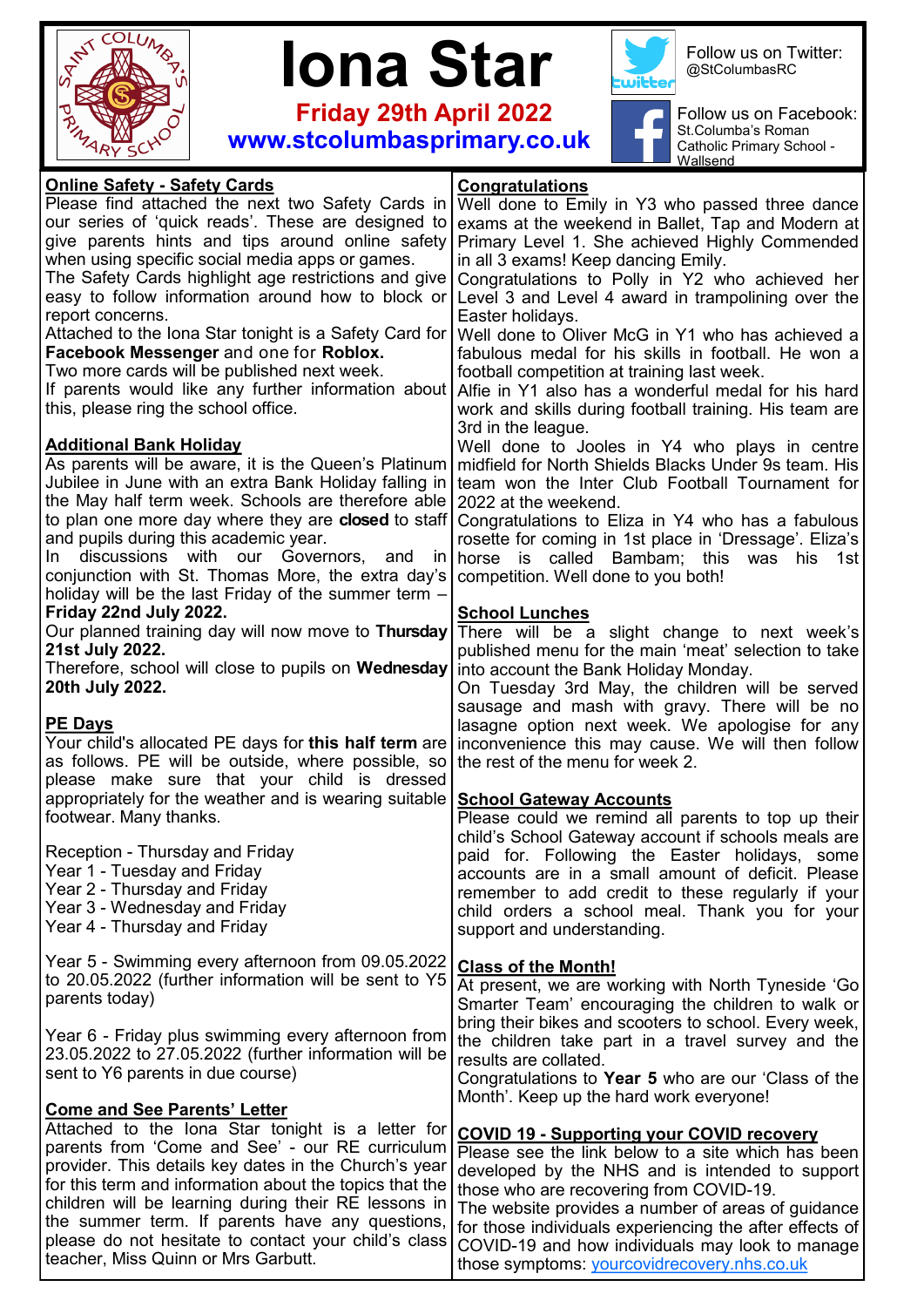# Iona Star

**Friday 29th April 2022**

**www.stcolumbasprimary.co.uk**

Follow us on Twitter: @StColumbasRC

Follow us on Facebook: St.Columba's Roman Catholic Primary School - Wallsend

## Online Safety - Safety Cards

Please find attached the next two Safety Cards in our series of 'quick reads'. These are designed to give parents hints and tips around online safety when using specific social media apps or games.

The Safety Cards highlight age restrictions and give easy to follow information around how to block or report concerns.

Attached to the Iona Star tonight is a Safety Card for **Facebook Messenger** and one for **Roblox.**

Two more cards will be published next week.

If parents would like any further information about this, please ring the school office.

## Additional Bank Holiday

As parents will be aware, it is the Queen's Platinum Jubilee in June with an extra Bank Holiday falling in the May half term week. Schools are therefore able to plan one more day where they are **closed** to staff and pupils during this academic year.

In discussions with our Governors, and in conjunction with St. Thomas More, the extra day's holiday will be the last Friday of the summer term – **Friday 22nd July 2022.**

Our planned training day will now move to **Thursday 21st July 2022.**

Therefore, school will close to pupils on **Wednesday 20th July 2022.**

## PE Days

Your child's allocated PE days for **this half term** are as follows. PE will be outside, where possible, so please make sure that your child is dressed appropriately for the weather and is wearing suitable footwear. Many thanks.

Reception - Thursday and Friday
Year 1 - Tuesday and Friday
Year 2 - Thursday and Friday
Year 3 - Wednesday and Friday
Year 4 - Thursday and Friday

Year 5 - Swimming every afternoon from 09.05.2022 to 20.05.2022 (further information will be sent to Y5 parents today)

Year 6 - Friday plus swimming every afternoon from 23.05.2022 to 27.05.2022 (further information will be sent to Y6 parents in due course)

## Come and See Parents' Letter

Attached to the Iona Star tonight is a letter for parents from 'Come and See' - our RE curriculum provider. This details key dates in the Church's year for this term and information about the topics that the children will be learning during their RE lessons in the summer term. If parents have any questions, please do not hesitate to contact your child's class teacher, Miss Quinn or Mrs Garbutt.

## Congratulations

Well done to Emily in Y3 who passed three dance exams at the weekend in Ballet, Tap and Modern at Primary Level 1. She achieved Highly Commended in all 3 exams! Keep dancing Emily.

Congratulations to Polly in Y2 who achieved her Level 3 and Level 4 award in trampolining over the Easter holidays.

Well done to Oliver McG in Y1 who has achieved a fabulous medal for his skills in football. He won a football competition at training last week.

Alfie in Y1 also has a wonderful medal for his hard work and skills during football training. His team are 3rd in the league.

Well done to Jooles in Y4 who plays in centre midfield for North Shields Blacks Under 9s team. His team won the Inter Club Football Tournament for 2022 at the weekend.

Congratulations to Eliza in Y4 who has a fabulous rosette for coming in 1st place in 'Dressage'. Eliza's horse is called Bambam; this was his 1st competition. Well done to you both!

## School Lunches

There will be a slight change to next week's published menu for the main 'meat' selection to take into account the Bank Holiday Monday.

On Tuesday 3rd May, the children will be served sausage and mash with gravy. There will be no lasagne option next week. We apologise for any inconvenience this may cause. We will then follow the rest of the menu for week 2.

## School Gateway Accounts

Please could we remind all parents to top up their child's School Gateway account if schools meals are paid for. Following the Easter holidays, some accounts are in a small amount of deficit. Please remember to add credit to these regularly if your child orders a school meal. Thank you for your support and understanding.

## Class of the Month!

At present, we are working with North Tyneside 'Go Smarter Team' encouraging the children to walk or bring their bikes and scooters to school. Every week, the children take part in a travel survey and the results are collated.

Congratulations to **Year 5** who are our 'Class of the Month'. Keep up the hard work everyone!

## COVID 19 - Supporting your COVID recovery

Please see the link below to a site which has been developed by the NHS and is intended to support those who are recovering from COVID-19.

The website provides a number of areas of guidance for those individuals experiencing the after effects of COVID-19 and how individuals may look to manage those symptoms: yourcovidrecovery.nhs.co.uk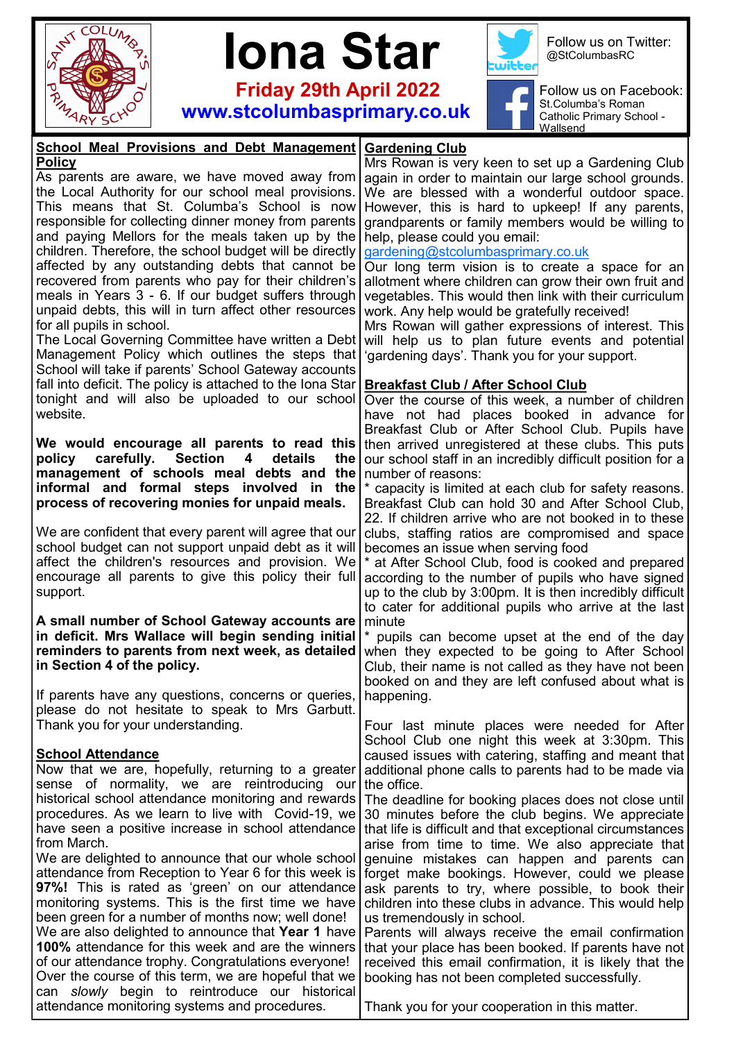# Iona Star

**Friday 29th April 2022**

**www.stcolumbasprimary.co.uk**

Follow us on Twitter: @StColumbasRC

Follow us on Facebook: St.Columba's Roman Catholic Primary School - Wallsend

## School Meal Provisions and Debt Management Policy

As parents are aware, we have moved away from the Local Authority for our school meal provisions. This means that St. Columba's School is now responsible for collecting dinner money from parents and paying Mellors for the meals taken up by the children. Therefore, the school budget will be directly affected by any outstanding debts that cannot be recovered from parents who pay for their children's meals in Years 3 - 6. If our budget suffers through unpaid debts, this will in turn affect other resources for all pupils in school.

The Local Governing Committee have written a Debt Management Policy which outlines the steps that School will take if parents' School Gateway accounts fall into deficit. The policy is attached to the Iona Star tonight and will also be uploaded to our school website.

**We would encourage all parents to read this policy carefully. Section 4 details the management of schools meal debts and the informal and formal steps involved in the process of recovering monies for unpaid meals.**

We are confident that every parent will agree that our school budget can not support unpaid debt as it will affect the children's resources and provision. We encourage all parents to give this policy their full support.

**A small number of School Gateway accounts are in deficit. Mrs Wallace will begin sending initial reminders to parents from next week, as detailed in Section 4 of the policy.**

If parents have any questions, concerns or queries, please do not hesitate to speak to Mrs Garbutt. Thank you for your understanding.

## School Attendance

Now that we are, hopefully, returning to a greater sense of normality, we are reintroducing our historical school attendance monitoring and rewards procedures. As we learn to live with Covid-19, we have seen a positive increase in school attendance from March.

We are delighted to announce that our whole school attendance from Reception to Year 6 for this week is **97%!** This is rated as 'green' on our attendance monitoring systems. This is the first time we have been green for a number of months now; well done!

We are also delighted to announce that **Year 1** have **100%** attendance for this week and are the winners of our attendance trophy. Congratulations everyone!

Over the course of this term, we are hopeful that we can *slowly* begin to reintroduce our historical attendance monitoring systems and procedures.

## Gardening Club

Mrs Rowan is very keen to set up a Gardening Club again in order to maintain our large school grounds. We are blessed with a wonderful outdoor space. However, this is hard to upkeep! If any parents, grandparents or family members would be willing to help, please could you email:

gardening@stcolumbasprimary.co.uk

Our long term vision is to create a space for an allotment where children can grow their own fruit and vegetables. This would then link with their curriculum work. Any help would be gratefully received!

Mrs Rowan will gather expressions of interest. This will help us to plan future events and potential 'gardening days'. Thank you for your support.

## Breakfast Club / After School Club

Over the course of this week, a number of children have not had places booked in advance for Breakfast Club or After School Club. Pupils have then arrived unregistered at these clubs. This puts our school staff in an incredibly difficult position for a number of reasons:

* capacity is limited at each club for safety reasons. Breakfast Club can hold 30 and After School Club, 22. If children arrive who are not booked in to these clubs, staffing ratios are compromised and space becomes an issue when serving food
* at After School Club, food is cooked and prepared according to the number of pupils who have signed up to the club by 3:00pm. It is then incredibly difficult to cater for additional pupils who arrive at the last minute
* pupils can become upset at the end of the day when they expected to be going to After School Club, their name is not called as they have not been booked on and they are left confused about what is happening.

Four last minute places were needed for After School Club one night this week at 3:30pm. This caused issues with catering, staffing and meant that additional phone calls to parents had to be made via the office.

The deadline for booking places does not close until 30 minutes before the club begins. We appreciate that life is difficult and that exceptional circumstances arise from time to time. We also appreciate that genuine mistakes can happen and parents can forget make bookings. However, could we please ask parents to try, where possible, to book their children into these clubs in advance. This would help us tremendously in school.

Parents will always receive the email confirmation that your place has been booked. If parents have not received this email confirmation, it is likely that the booking has not been completed successfully.

Thank you for your cooperation in this matter.